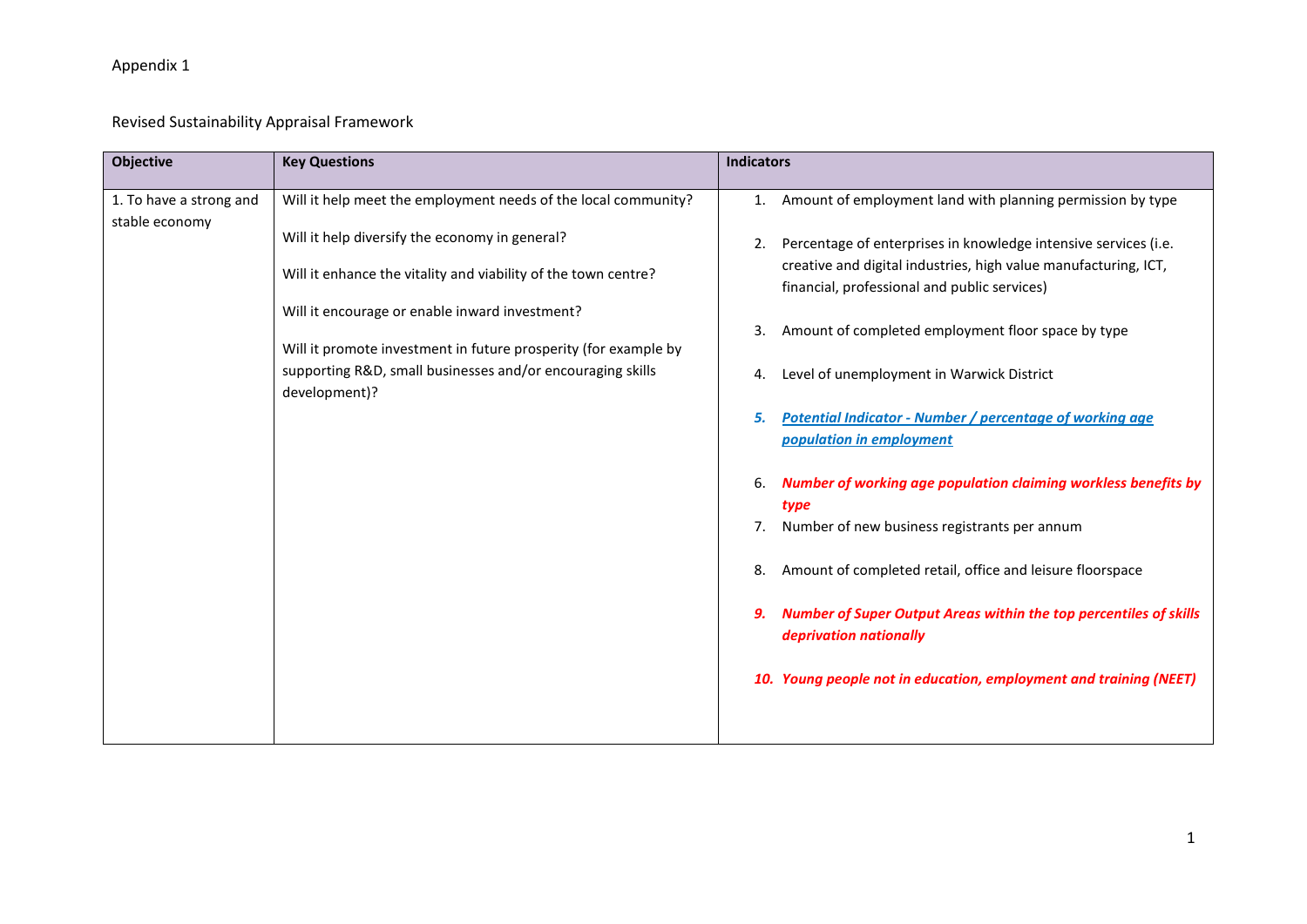Appendix 1

Revised Sustainability Appraisal Framework

| Objective | Key Questions | Indicators |
|---|---|---|
| 1. To have a strong and stable economy | Will it help meet the employment needs of the local community?<br><br>Will it help diversify the economy in general?<br><br>Will it enhance the vitality and viability of the town centre?<br><br>Will it encourage or enable inward investment?<br><br>Will it promote investment in future prosperity (for example by supporting R&D, small businesses and/or encouraging skills development)? | 1. Amount of employment land with planning permission by type<br><br>2. Percentage of enterprises in knowledge intensive services (i.e. creative and digital industries, high value manufacturing, ICT, financial, professional and public services)<br><br>3. Amount of completed employment floor space by type<br><br>4. Level of unemployment in Warwick District<br><br>***5. Potential Indicator - Number / percentage of working age population in employment***<br><br>***6. Number of working age population claiming workless benefits by type***<br><br>7. Number of new business registrants per annum<br><br>8. Amount of completed retail, office and leisure floorspace<br><br>***9. Number of Super Output Areas within the top percentiles of skills deprivation nationally***<br><br>***10. Young people not in education, employment and training (NEET)*** |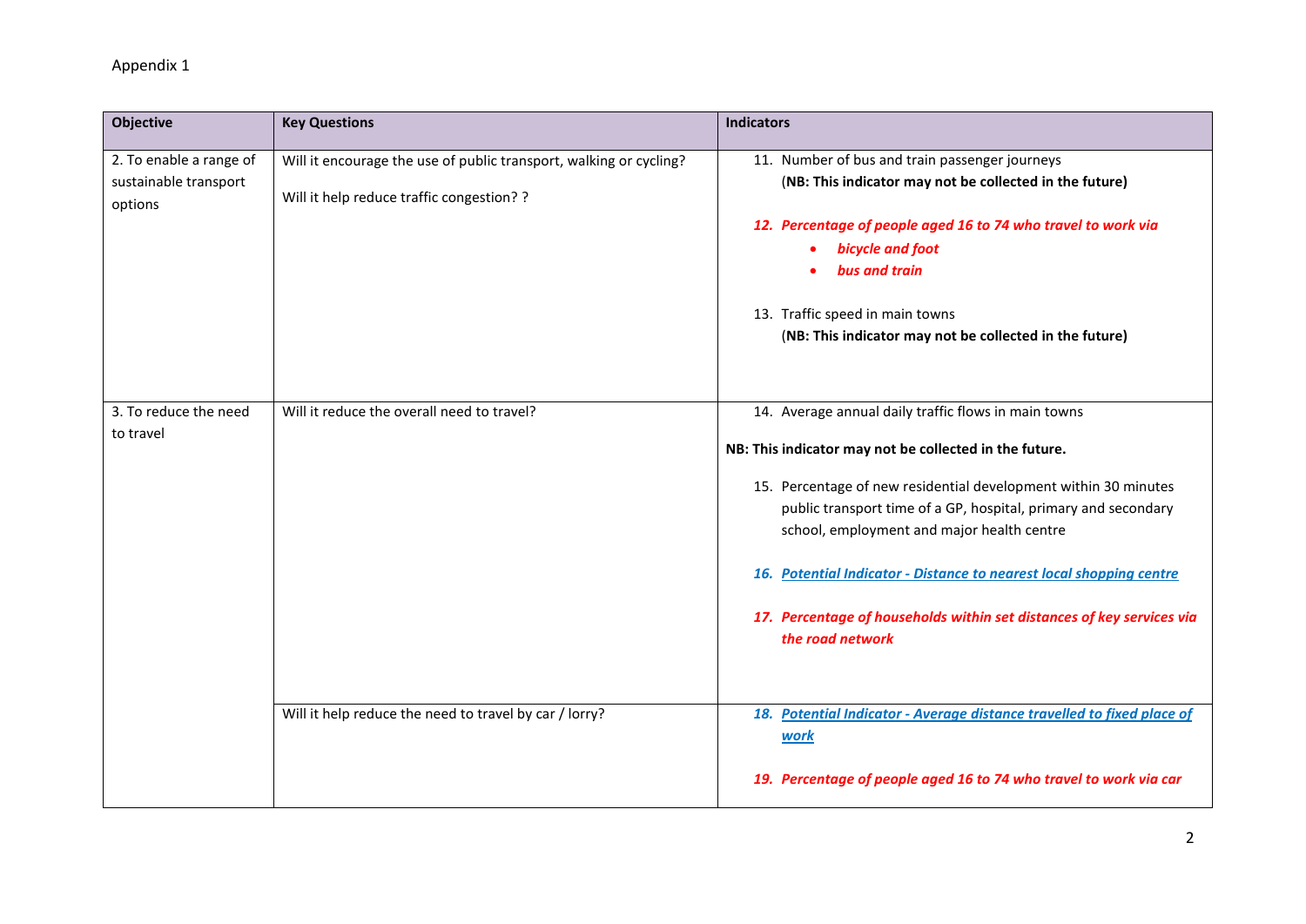Appendix 1

| Objective | Key Questions | Indicators |
|---|---|---|
| 2. To enable a range of sustainable transport options | Will it encourage the use of public transport, walking or cycling?<br><br>Will it help reduce traffic congestion? ? | 11. Number of bus and train passenger journeys<br>(**NB: This indicator may not be collected in the future)**<br><br>***12. Percentage of people aged 16 to 74 who travel to work via***<br>• ***bicycle and foot***<br>• ***bus and train***<br><br>13. Traffic speed in main towns<br>(**NB: This indicator may not be collected in the future)** |
| 3. To reduce the need to travel | Will it reduce the overall need to travel? | 14. Average annual daily traffic flows in main towns<br><br>**NB: This indicator may not be collected in the future.**<br><br>15. Percentage of new residential development within 30 minutes public transport time of a GP, hospital, primary and secondary school, employment and major health centre<br><br>***16. Potential Indicator - Distance to nearest local shopping centre***<br><br>***17. Percentage of households within set distances of key services via the road network*** |
| | Will it help reduce the need to travel by car / lorry? | ***18. Potential Indicator - Average distance travelled to fixed place of work***<br><br>***19. Percentage of people aged 16 to 74 who travel to work via car*** |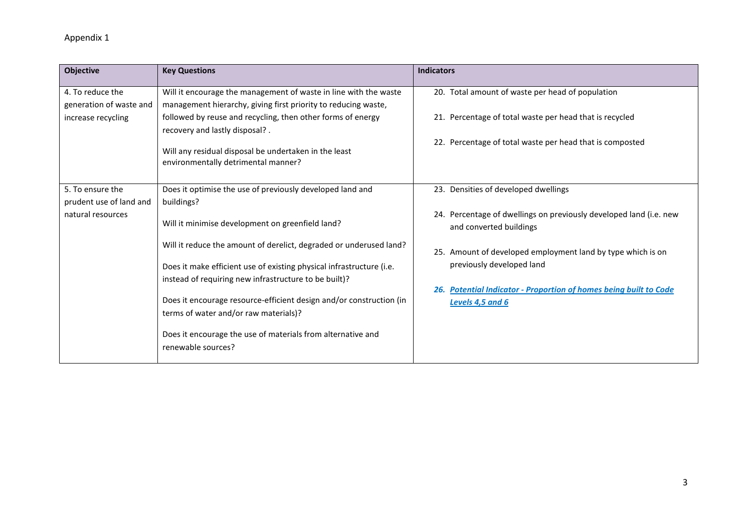Appendix 1

| Objective | Key Questions | Indicators |
|---|---|---|
| 4. To reduce the generation of waste and increase recycling | Will it encourage the management of waste in line with the waste management hierarchy, giving first priority to reducing waste, followed by reuse and recycling, then other forms of energy recovery and lastly disposal? .<br><br>Will any residual disposal be undertaken in the least environmentally detrimental manner? | 20. Total amount of waste per head of population<br><br>21. Percentage of total waste per head that is recycled<br><br>22. Percentage of total waste per head that is composted |
| 5. To ensure the prudent use of land and natural resources | Does it optimise the use of previously developed land and buildings?<br><br>Will it minimise development on greenfield land?<br><br>Will it reduce the amount of derelict, degraded or underused land?<br><br>Does it make efficient use of existing physical infrastructure (i.e. instead of requiring new infrastructure to be built)?<br><br>Does it encourage resource-efficient design and/or construction (in terms of water and/or raw materials)?<br><br>Does it encourage the use of materials from alternative and renewable sources? | 23. Densities of developed dwellings<br><br>24. Percentage of dwellings on previously developed land (i.e. new and converted buildings<br><br>25. Amount of developed employment land by type which is on previously developed land<br><br>***26. Potential Indicator - Proportion of homes being built to Code Levels 4,5 and 6*** |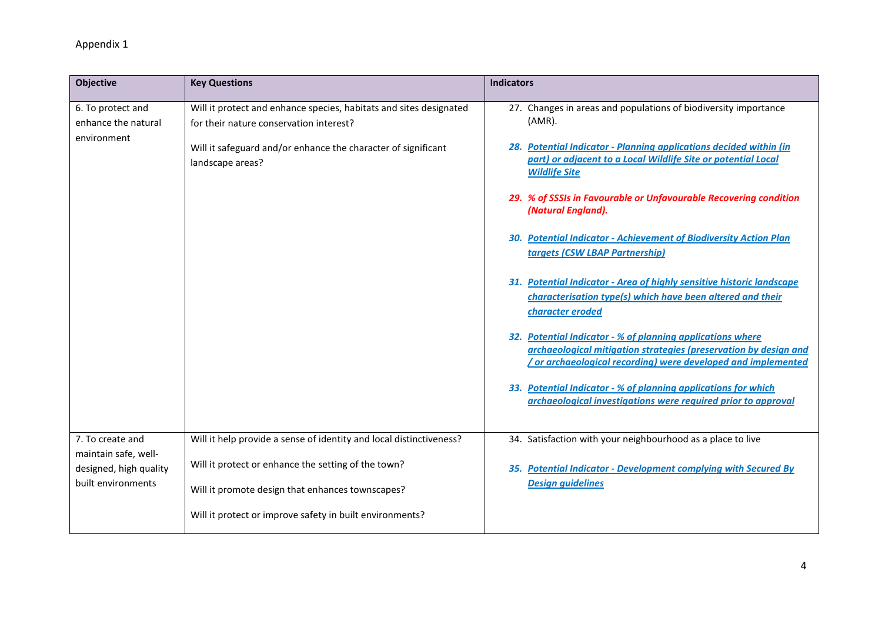Appendix 1

| Objective | Key Questions | Indicators |
|---|---|---|
| 6. To protect and enhance the natural environment | Will it protect and enhance species, habitats and sites designated for their nature conservation interest?<br><br>Will it safeguard and/or enhance the character of significant landscape areas? | 27. Changes in areas and populations of biodiversity importance (AMR).<br><br>***28. Potential Indicator - Planning applications decided within (in part) or adjacent to a Local Wildlife Site or potential Local Wildlife Site***<br><br>***29. % of SSSIs in Favourable or Unfavourable Recovering condition (Natural England).***<br><br>***30. Potential Indicator - Achievement of Biodiversity Action Plan targets (CSW LBAP Partnership)***<br><br>***31. Potential Indicator - Area of highly sensitive historic landscape characterisation type(s) which have been altered and their character eroded***<br><br>***32. Potential Indicator - % of planning applications where archaeological mitigation strategies (preservation by design and / or archaeological recording) were developed and implemented***<br><br>***33. Potential Indicator - % of planning applications for which archaeological investigations were required prior to approval*** |
| 7. To create and maintain safe, well-designed, high quality built environments | Will it help provide a sense of identity and local distinctiveness?<br><br>Will it protect or enhance the setting of the town?<br><br>Will it promote design that enhances townscapes?<br><br>Will it protect or improve safety in built environments? | 34. Satisfaction with your neighbourhood as a place to live<br><br>***35. Potential Indicator - Development complying with Secured By Design guidelines*** |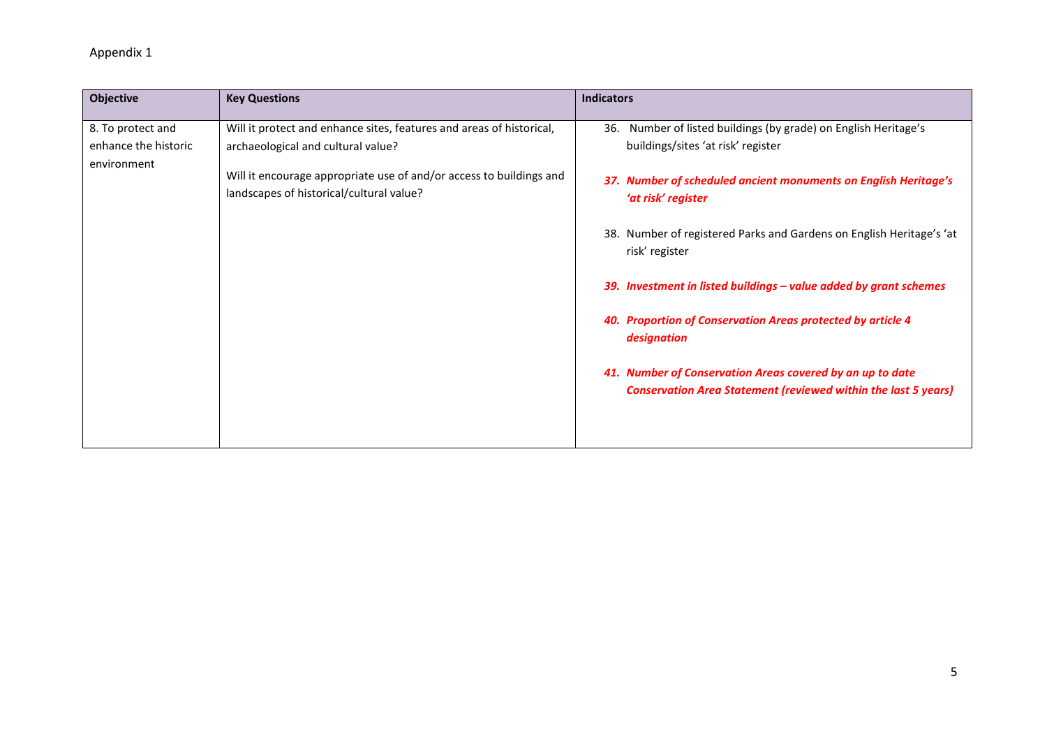Appendix 1

| Objective | Key Questions | Indicators |
|---|---|---|
| 8. To protect and enhance the historic environment | Will it protect and enhance sites, features and areas of historical, archaeological and cultural value?<br><br>Will it encourage appropriate use of and/or access to buildings and landscapes of historical/cultural value? | 36. Number of listed buildings (by grade) on English Heritage's buildings/sites 'at risk' register<br><br>***37. Number of scheduled ancient monuments on English Heritage's 'at risk' register***<br><br>38. Number of registered Parks and Gardens on English Heritage's 'at risk' register<br><br>***39. Investment in listed buildings – value added by grant schemes***<br><br>***40. Proportion of Conservation Areas protected by article 4 designation***<br><br>***41. Number of Conservation Areas covered by an up to date Conservation Area Statement (reviewed within the last 5 years)*** |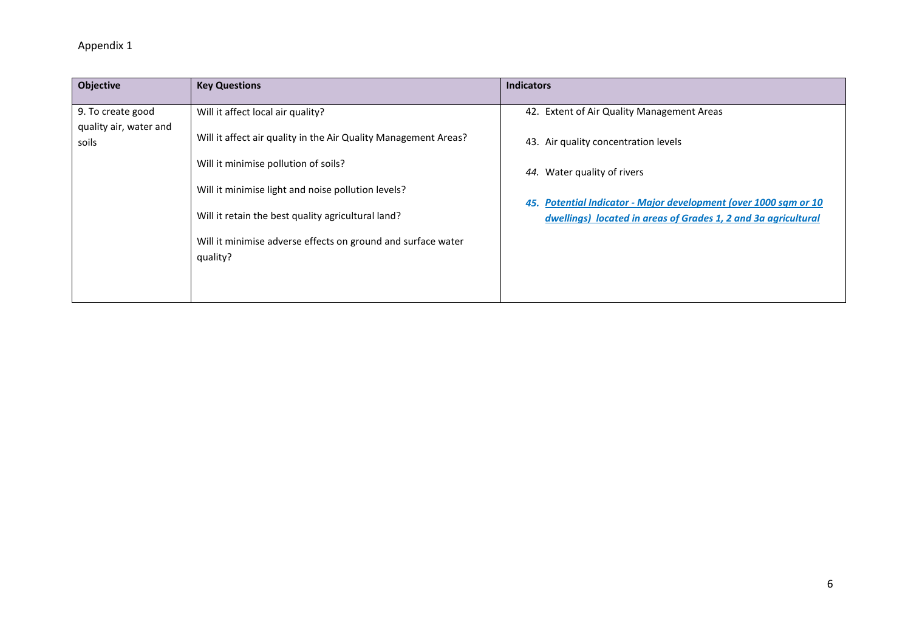Appendix 1

| Objective | Key Questions | Indicators |
|---|---|---|
| 9. To create good quality air, water and soils | Will it affect local air quality?<br><br>Will it affect air quality in the Air Quality Management Areas?<br><br>Will it minimise pollution of soils?<br><br>Will it minimise light and noise pollution levels?<br><br>Will it retain the best quality agricultural land?<br><br>Will it minimise adverse effects on ground and surface water quality? | 42. Extent of Air Quality Management Areas<br><br>43. Air quality concentration levels<br><br>*44.* Water quality of rivers<br><br>***45. Potential Indicator - Major development (over 1000 sqm or 10 dwellings) located in areas of Grades 1, 2 and 3a agricultural*** |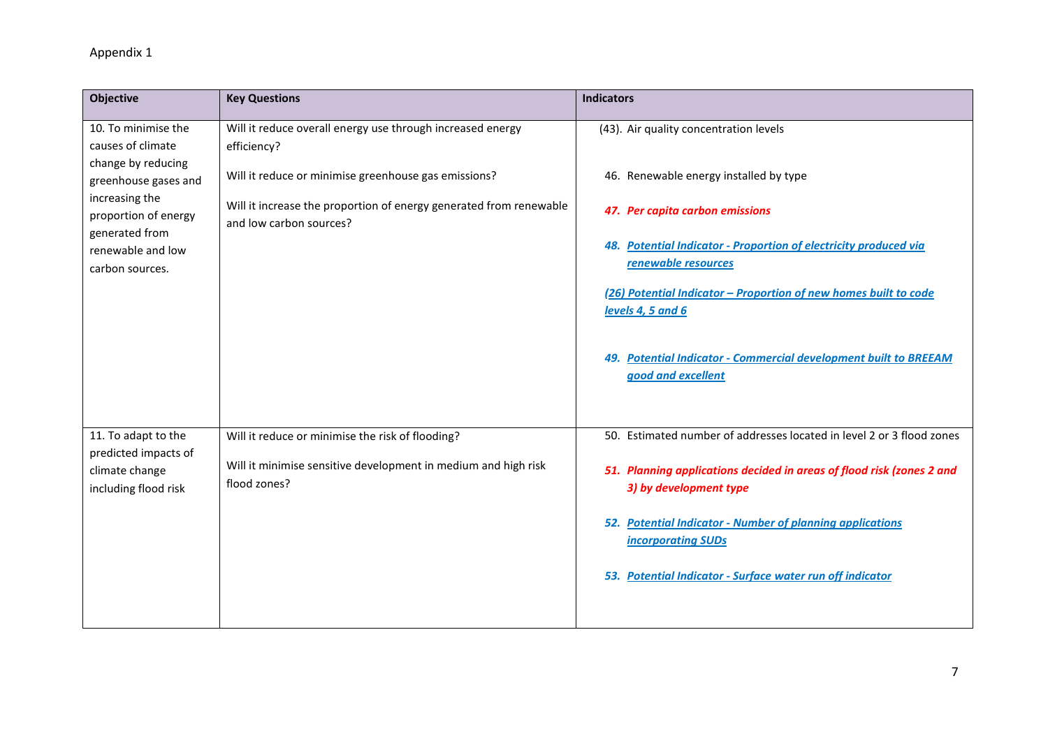Appendix 1

| Objective | Key Questions | Indicators |
| --- | --- | --- |
| 10. To minimise the causes of climate change by reducing greenhouse gases and increasing the proportion of energy generated from renewable and low carbon sources. | Will it reduce overall energy use through increased energy efficiency?<br><br>Will it reduce or minimise greenhouse gas emissions?<br><br>Will it increase the proportion of energy generated from renewable and low carbon sources? | (43). Air quality concentration levels<br><br>46. Renewable energy installed by type<br><br>***47. Per capita carbon emissions***<br><br>***48. Potential Indicator - Proportion of electricity produced via renewable resources***<br><br>***(26) Potential Indicator – Proportion of new homes built to code levels 4, 5 and 6***<br><br>***49. Potential Indicator - Commercial development built to BREEAM good and excellent*** |
| 11. To adapt to the predicted impacts of climate change including flood risk | Will it reduce or minimise the risk of flooding?<br><br>Will it minimise sensitive development in medium and high risk flood zones? | 50. Estimated number of addresses located in level 2 or 3 flood zones<br><br>***51. Planning applications decided in areas of flood risk (zones 2 and 3) by development type***<br><br>***52. Potential Indicator - Number of planning applications incorporating SUDs***<br><br>***53. Potential Indicator - Surface water run off indicator*** |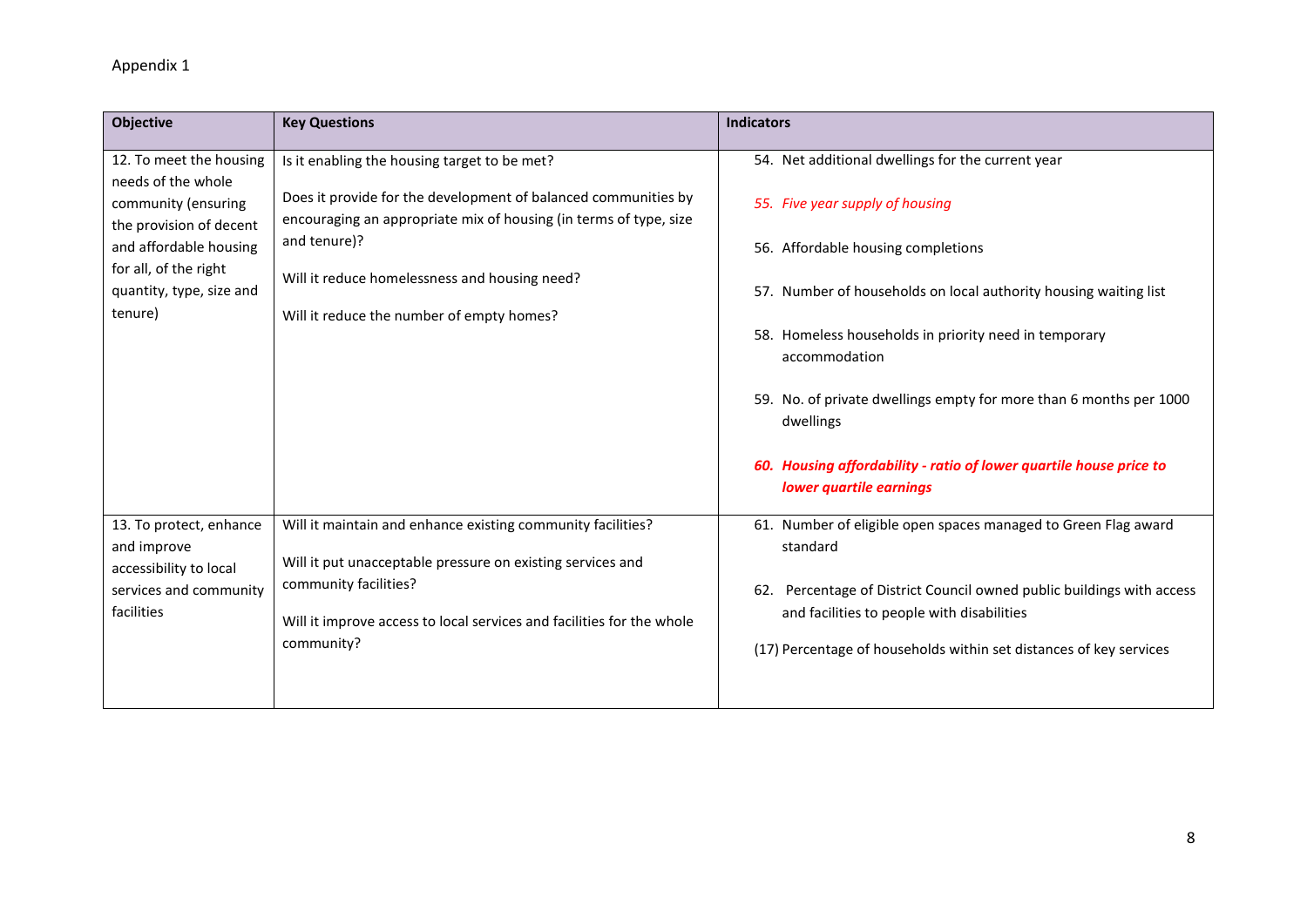Appendix 1

| Objective | Key Questions | Indicators |
|---|---|---|
| 12. To meet the housing needs of the whole community (ensuring the provision of decent and affordable housing for all, of the right quantity, type, size and tenure) | Is it enabling the housing target to be met?<br><br>Does it provide for the development of balanced communities by encouraging an appropriate mix of housing (in terms of type, size and tenure)?<br><br>Will it reduce homelessness and housing need?<br><br>Will it reduce the number of empty homes? | 54. Net additional dwellings for the current year<br><br>*55. Five year supply of housing*<br><br>56. Affordable housing completions<br><br>57. Number of households on local authority housing waiting list<br><br>58. Homeless households in priority need in temporary accommodation<br><br>59. No. of private dwellings empty for more than 6 months per 1000 dwellings<br><br>***60. Housing affordability - ratio of lower quartile house price to lower quartile earnings*** |
| 13. To protect, enhance and improve accessibility to local services and community facilities | Will it maintain and enhance existing community facilities?<br><br>Will it put unacceptable pressure on existing services and community facilities?<br><br>Will it improve access to local services and facilities for the whole community? | 61. Number of eligible open spaces managed to Green Flag award standard<br><br>62. Percentage of District Council owned public buildings with access and facilities to people with disabilities<br><br>(17) Percentage of households within set distances of key services |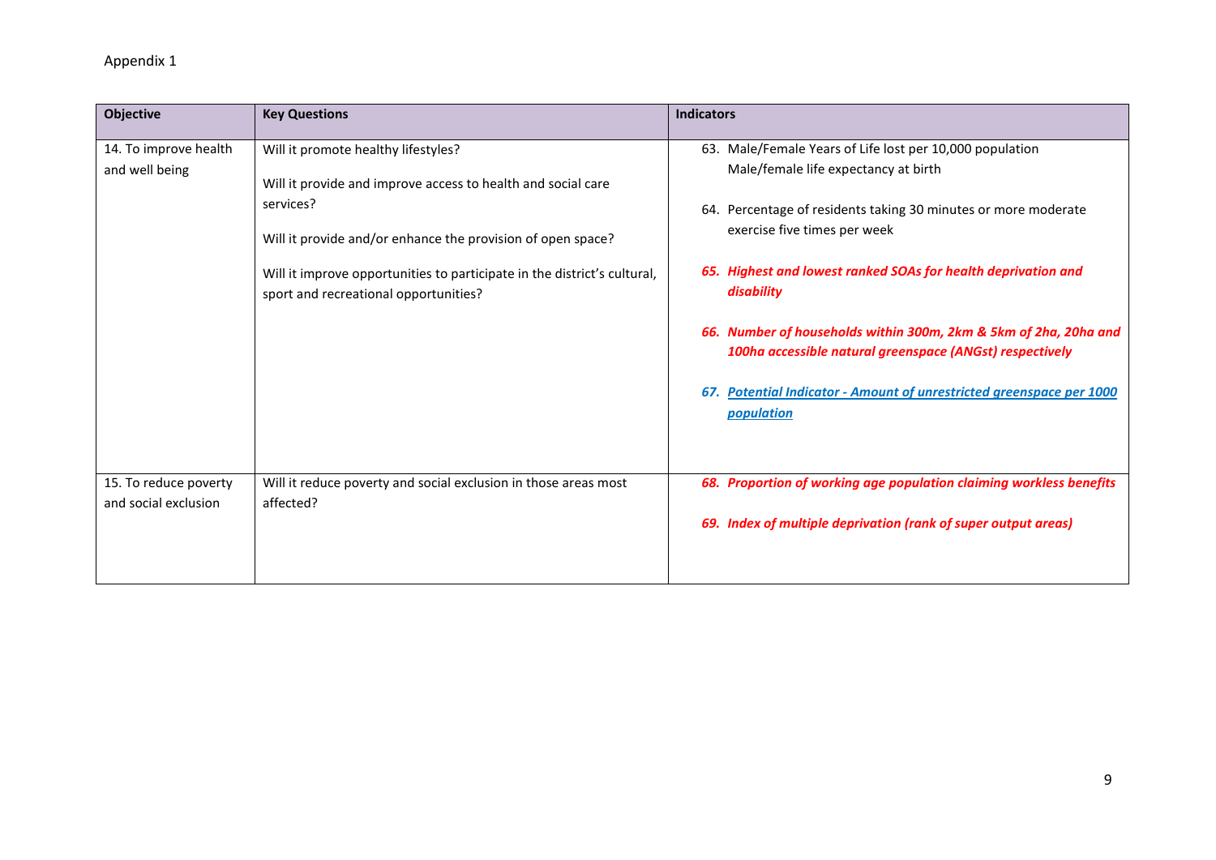Appendix 1

| Objective | Key Questions | Indicators |
|---|---|---|
| 14. To improve health and well being | Will it promote healthy lifestyles?<br><br>Will it provide and improve access to health and social care services?<br><br>Will it provide and/or enhance the provision of open space?<br><br>Will it improve opportunities to participate in the district's cultural, sport and recreational opportunities? | 63. Male/Female Years of Life lost per 10,000 population Male/female life expectancy at birth<br><br>64. Percentage of residents taking 30 minutes or more moderate exercise five times per week<br><br>***65. Highest and lowest ranked SOAs for health deprivation and disability***<br><br>***66. Number of households within 300m, 2km & 5km of 2ha, 20ha and 100ha accessible natural greenspace (ANGst) respectively***<br><br>***67. Potential Indicator - Amount of unrestricted greenspace per 1000 population*** |
| 15. To reduce poverty and social exclusion | Will it reduce poverty and social exclusion in those areas most affected? | ***68. Proportion of working age population claiming workless benefits***<br><br>***69. Index of multiple deprivation (rank of super output areas)*** |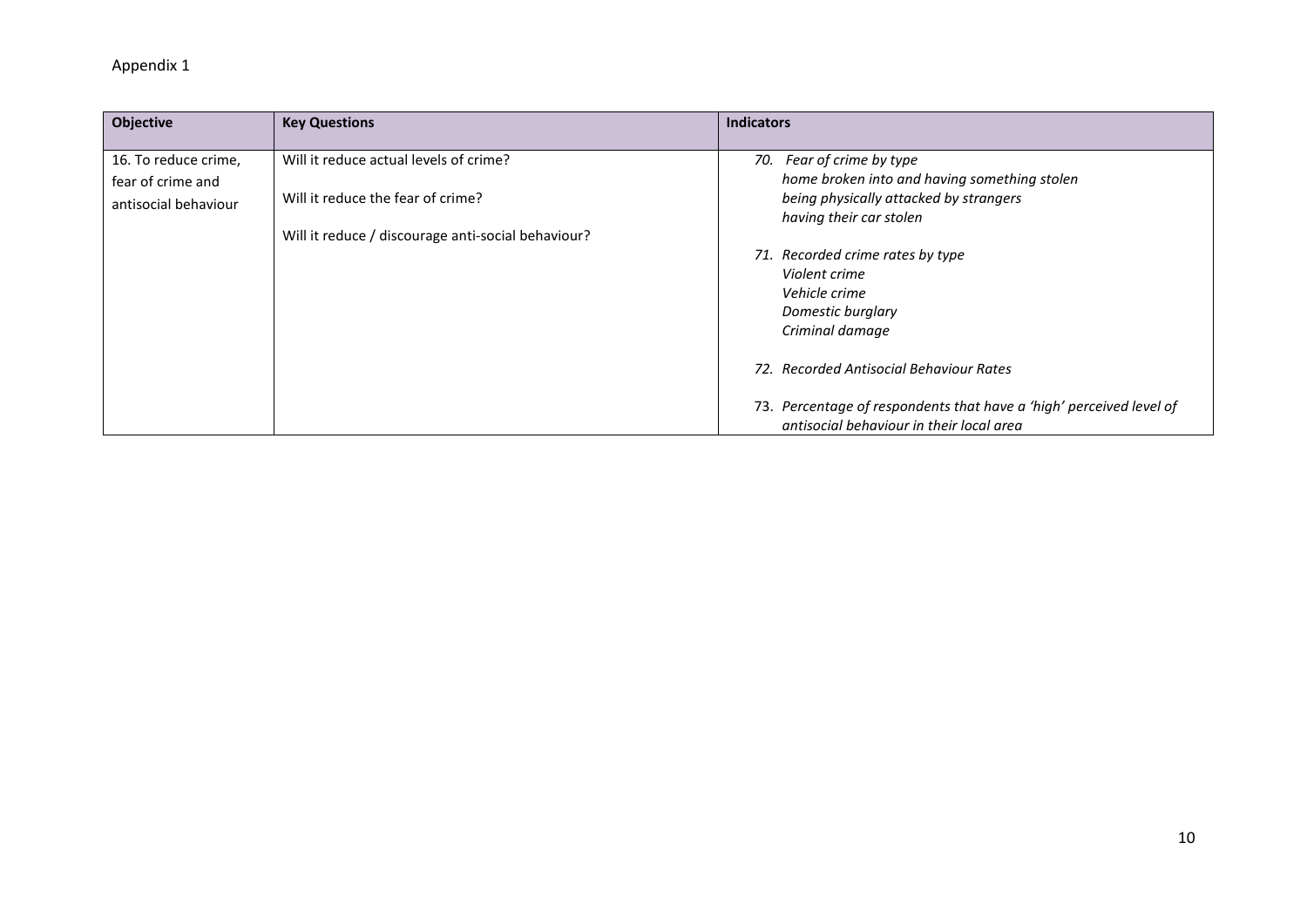Appendix 1

| Objective | Key Questions | Indicators |
|---|---|---|
| 16. To reduce crime, fear of crime and antisocial behaviour | Will it reduce actual levels of crime?<br><br>Will it reduce the fear of crime?<br><br>Will it reduce / discourage anti-social behaviour? | *70. Fear of crime by type*<br>*home broken into and having something stolen*<br>*being physically attacked by strangers*<br>*having their car stolen*<br><br>*71. Recorded crime rates by type*<br>*Violent crime*<br>*Vehicle crime*<br>*Domestic burglary*<br>*Criminal damage*<br><br>*72. Recorded Antisocial Behaviour Rates*<br><br>73. *Percentage of respondents that have a 'high' perceived level of antisocial behaviour in their local area* |